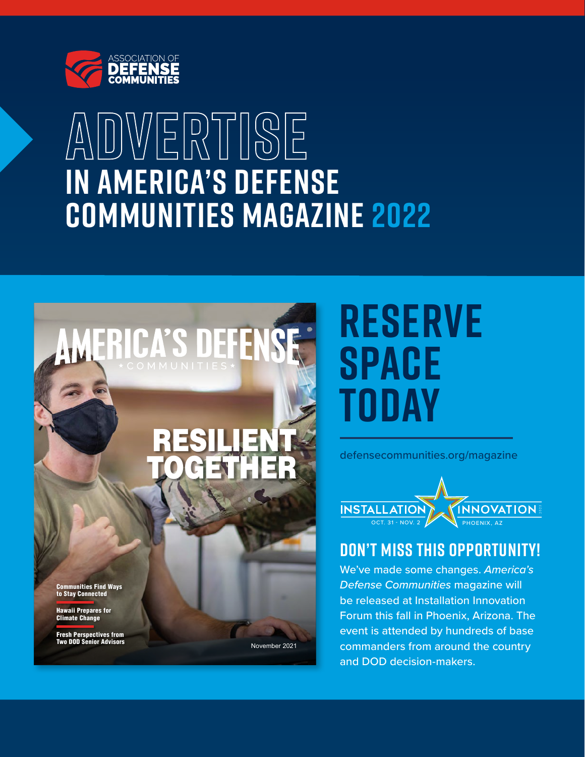ASSOCIATION OF DEFENSE COMMUNITIES

# ADVERTISE IN AMERICA'S DEFENSE COMMUNITIES MAGAZINE 2022

AMERICA'S DEFENSE COMMUNITIES

RESILIENT TOGETHER

Communities Find Ways to Stay Connected

Hawaii Prepares for Climate Change

Fresh Perspectives from Two DOD Senior Advisors

November 2021

## RESERVE SPACE TODAY

defensecommunities.org/magazine

INSTALLATION INNOVATION 2022
OCT. 31 - NOV. 2 PHOENIX, AZ

### DON'T MISS THIS OPPORTUNITY!

We've made some changes. *America's Defense Communities* magazine will be released at Installation Innovation Forum this fall in Phoenix, Arizona. The event is attended by hundreds of base commanders from around the country and DOD decision-makers.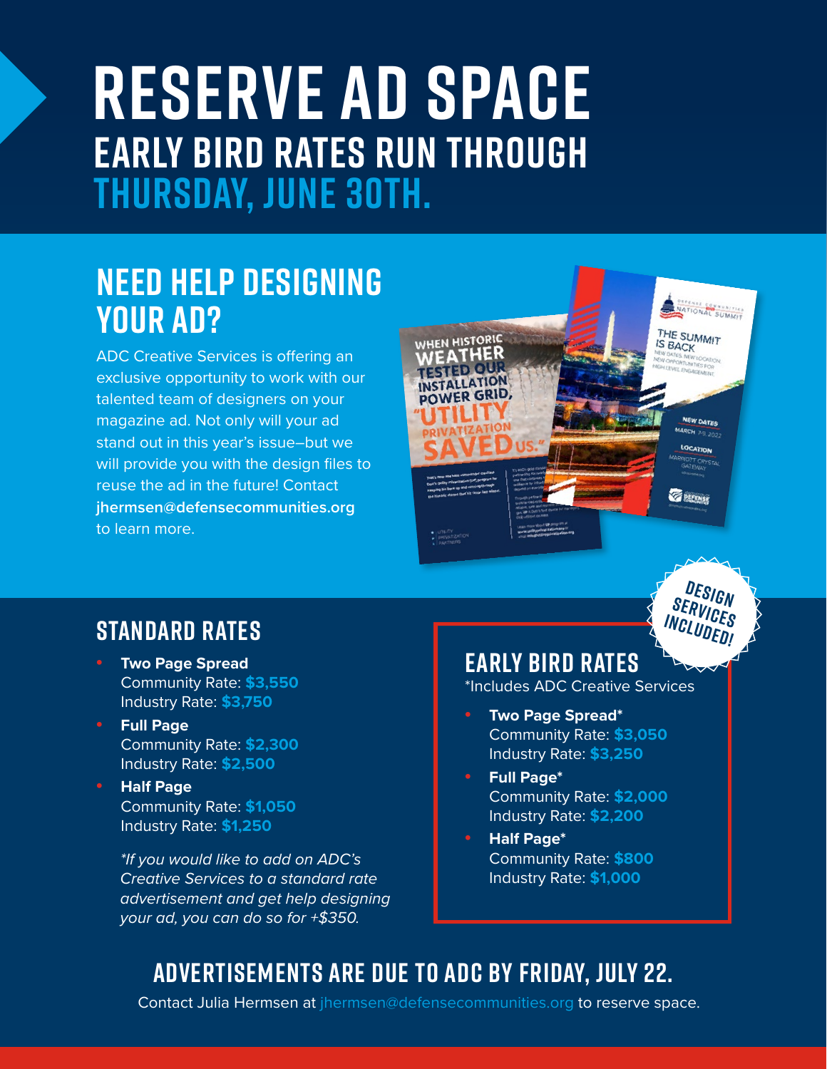# RESERVE AD SPACE

## EARLY BIRD RATES RUN THROUGH THURSDAY, JUNE 30TH.

## NEED HELP DESIGNING YOUR AD?

ADC Creative Services is offering an exclusive opportunity to work with our talented team of designers on your magazine ad. Not only will your ad stand out in this year's issue–but we will provide you with the design files to reuse the ad in the future! Contact **jhermsen@defensecommunities.org** to learn more.

## STANDARD RATES

- **Two Page Spread**
  Community Rate: **$3,550**
  Industry Rate: **$3,750**
- **Full Page**
  Community Rate: **$2,300**
  Industry Rate: **$2,500**
- **Half Page**
  Community Rate: **$1,050**
  Industry Rate: **$1,250**

*\*If you would like to add on ADC's Creative Services to a standard rate advertisement and get help designing your ad, you can do so for +$350.*

DESIGN SERVICES INCLUDED!

## EARLY BIRD RATES

*Includes ADC Creative Services

- **Two Page Spread***
  Community Rate: **$3,050**
  Industry Rate: **$3,250**
- **Full Page***
  Community Rate: **$2,000**
  Industry Rate: **$2,200**
- **Half Page***
  Community Rate: **$800**
  Industry Rate: **$1,000**

## ADVERTISEMENTS ARE DUE TO ADC BY FRIDAY, JULY 22.

Contact Julia Hermsen at jhermsen@defensecommunities.org to reserve space.